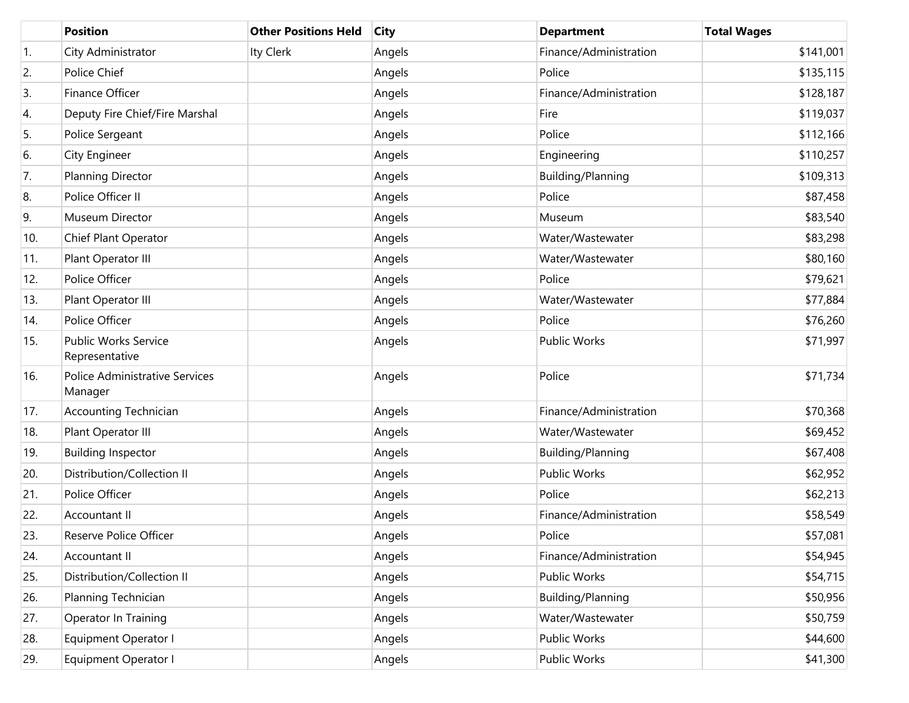| | Position | Other Positions Held | City | Department | Total Wages |
|---|---|---|---|---|---|
| 1. | City Administrator | Ity Clerk | Angels | Finance/Administration | $141,001 |
| 2. | Police Chief | | Angels | Police | $135,115 |
| 3. | Finance Officer | | Angels | Finance/Administration | $128,187 |
| 4. | Deputy Fire Chief/Fire Marshal | | Angels | Fire | $119,037 |
| 5. | Police Sergeant | | Angels | Police | $112,166 |
| 6. | City Engineer | | Angels | Engineering | $110,257 |
| 7. | Planning Director | | Angels | Building/Planning | $109,313 |
| 8. | Police Officer II | | Angels | Police | $87,458 |
| 9. | Museum Director | | Angels | Museum | $83,540 |
| 10. | Chief Plant Operator | | Angels | Water/Wastewater | $83,298 |
| 11. | Plant Operator III | | Angels | Water/Wastewater | $80,160 |
| 12. | Police Officer | | Angels | Police | $79,621 |
| 13. | Plant Operator III | | Angels | Water/Wastewater | $77,884 |
| 14. | Police Officer | | Angels | Police | $76,260 |
| 15. | Public Works Service Representative | | Angels | Public Works | $71,997 |
| 16. | Police Administrative Services Manager | | Angels | Police | $71,734 |
| 17. | Accounting Technician | | Angels | Finance/Administration | $70,368 |
| 18. | Plant Operator III | | Angels | Water/Wastewater | $69,452 |
| 19. | Building Inspector | | Angels | Building/Planning | $67,408 |
| 20. | Distribution/Collection II | | Angels | Public Works | $62,952 |
| 21. | Police Officer | | Angels | Police | $62,213 |
| 22. | Accountant II | | Angels | Finance/Administration | $58,549 |
| 23. | Reserve Police Officer | | Angels | Police | $57,081 |
| 24. | Accountant II | | Angels | Finance/Administration | $54,945 |
| 25. | Distribution/Collection II | | Angels | Public Works | $54,715 |
| 26. | Planning Technician | | Angels | Building/Planning | $50,956 |
| 27. | Operator In Training | | Angels | Water/Wastewater | $50,759 |
| 28. | Equipment Operator I | | Angels | Public Works | $44,600 |
| 29. | Equipment Operator I | | Angels | Public Works | $41,300 |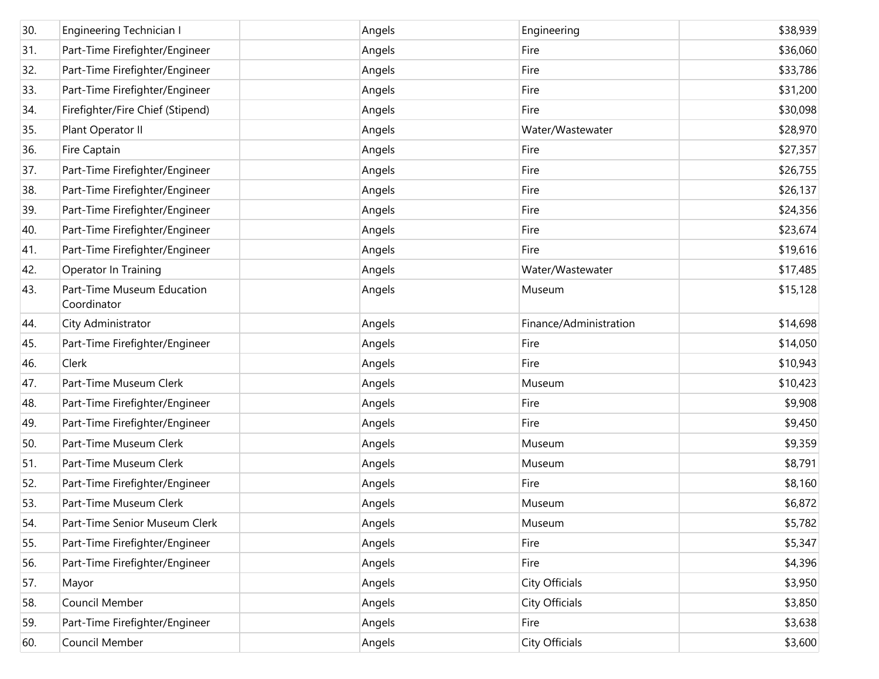| | | | | | |
|---|---|---|---|---|---|
| 30. | Engineering Technician I | | Angels | Engineering | $38,939 |
| 31. | Part-Time Firefighter/Engineer | | Angels | Fire | $36,060 |
| 32. | Part-Time Firefighter/Engineer | | Angels | Fire | $33,786 |
| 33. | Part-Time Firefighter/Engineer | | Angels | Fire | $31,200 |
| 34. | Firefighter/Fire Chief (Stipend) | | Angels | Fire | $30,098 |
| 35. | Plant Operator II | | Angels | Water/Wastewater | $28,970 |
| 36. | Fire Captain | | Angels | Fire | $27,357 |
| 37. | Part-Time Firefighter/Engineer | | Angels | Fire | $26,755 |
| 38. | Part-Time Firefighter/Engineer | | Angels | Fire | $26,137 |
| 39. | Part-Time Firefighter/Engineer | | Angels | Fire | $24,356 |
| 40. | Part-Time Firefighter/Engineer | | Angels | Fire | $23,674 |
| 41. | Part-Time Firefighter/Engineer | | Angels | Fire | $19,616 |
| 42. | Operator In Training | | Angels | Water/Wastewater | $17,485 |
| 43. | Part-Time Museum Education Coordinator | | Angels | Museum | $15,128 |
| 44. | City Administrator | | Angels | Finance/Administration | $14,698 |
| 45. | Part-Time Firefighter/Engineer | | Angels | Fire | $14,050 |
| 46. | Clerk | | Angels | Fire | $10,943 |
| 47. | Part-Time Museum Clerk | | Angels | Museum | $10,423 |
| 48. | Part-Time Firefighter/Engineer | | Angels | Fire | $9,908 |
| 49. | Part-Time Firefighter/Engineer | | Angels | Fire | $9,450 |
| 50. | Part-Time Museum Clerk | | Angels | Museum | $9,359 |
| 51. | Part-Time Museum Clerk | | Angels | Museum | $8,791 |
| 52. | Part-Time Firefighter/Engineer | | Angels | Fire | $8,160 |
| 53. | Part-Time Museum Clerk | | Angels | Museum | $6,872 |
| 54. | Part-Time Senior Museum Clerk | | Angels | Museum | $5,782 |
| 55. | Part-Time Firefighter/Engineer | | Angels | Fire | $5,347 |
| 56. | Part-Time Firefighter/Engineer | | Angels | Fire | $4,396 |
| 57. | Mayor | | Angels | City Officials | $3,950 |
| 58. | Council Member | | Angels | City Officials | $3,850 |
| 59. | Part-Time Firefighter/Engineer | | Angels | Fire | $3,638 |
| 60. | Council Member | | Angels | City Officials | $3,600 |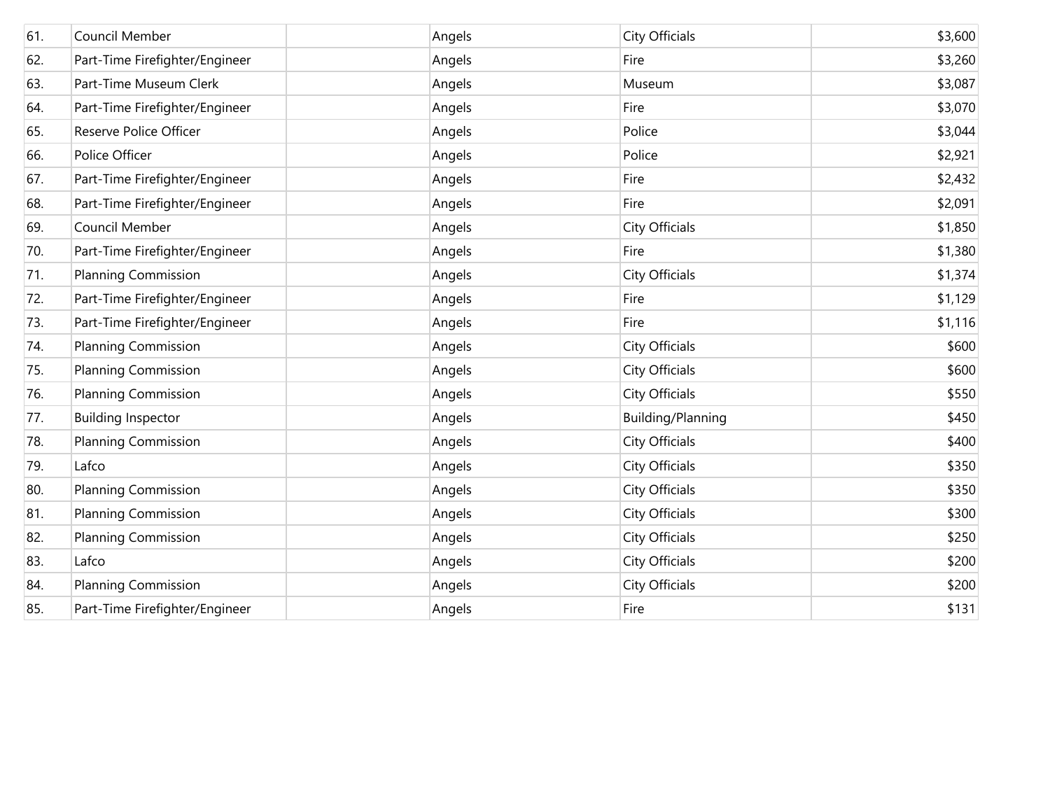| | | | | | |
|---|---|---|---|---|---|
| 61. | Council Member | | Angels | City Officials | $3,600 |
| 62. | Part-Time Firefighter/Engineer | | Angels | Fire | $3,260 |
| 63. | Part-Time Museum Clerk | | Angels | Museum | $3,087 |
| 64. | Part-Time Firefighter/Engineer | | Angels | Fire | $3,070 |
| 65. | Reserve Police Officer | | Angels | Police | $3,044 |
| 66. | Police Officer | | Angels | Police | $2,921 |
| 67. | Part-Time Firefighter/Engineer | | Angels | Fire | $2,432 |
| 68. | Part-Time Firefighter/Engineer | | Angels | Fire | $2,091 |
| 69. | Council Member | | Angels | City Officials | $1,850 |
| 70. | Part-Time Firefighter/Engineer | | Angels | Fire | $1,380 |
| 71. | Planning Commission | | Angels | City Officials | $1,374 |
| 72. | Part-Time Firefighter/Engineer | | Angels | Fire | $1,129 |
| 73. | Part-Time Firefighter/Engineer | | Angels | Fire | $1,116 |
| 74. | Planning Commission | | Angels | City Officials | $600 |
| 75. | Planning Commission | | Angels | City Officials | $600 |
| 76. | Planning Commission | | Angels | City Officials | $550 |
| 77. | Building Inspector | | Angels | Building/Planning | $450 |
| 78. | Planning Commission | | Angels | City Officials | $400 |
| 79. | Lafco | | Angels | City Officials | $350 |
| 80. | Planning Commission | | Angels | City Officials | $350 |
| 81. | Planning Commission | | Angels | City Officials | $300 |
| 82. | Planning Commission | | Angels | City Officials | $250 |
| 83. | Lafco | | Angels | City Officials | $200 |
| 84. | Planning Commission | | Angels | City Officials | $200 |
| 85. | Part-Time Firefighter/Engineer | | Angels | Fire | $131 |